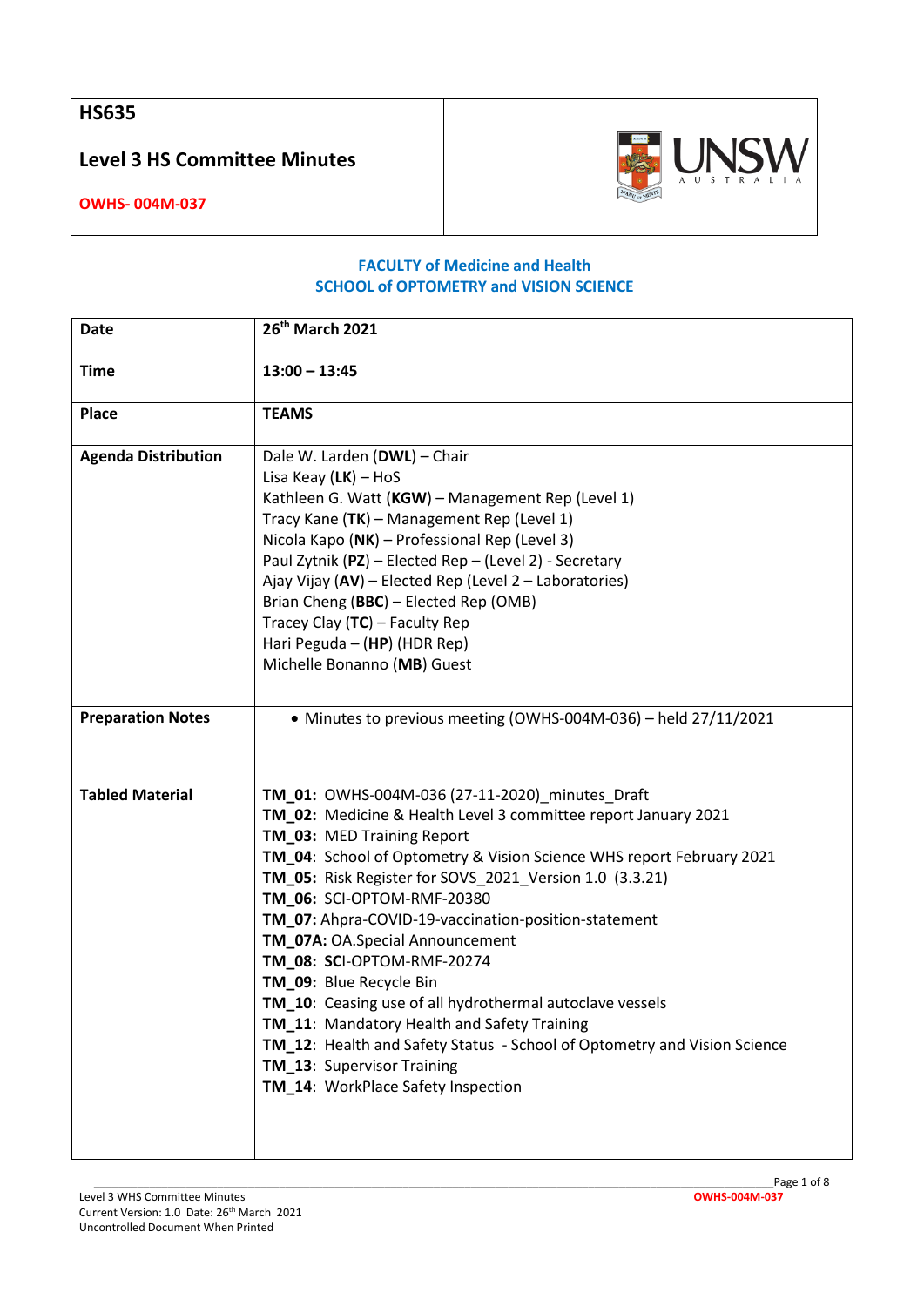| **HS635** **Level 3 HS Committee Minutes** **OWHS- 004M-037** | UNSW AUSTRALIA |
|---|---|

**FACULTY of Medicine and Health**
**SCHOOL of OPTOMETRY and VISION SCIENCE**

| | |
|---|---|
| **Date** | **26th March 2021** |
| **Time** | **13:00 – 13:45** |
| **Place** | **TEAMS** |
| **Agenda Distribution** | Dale W. Larden (**DWL**) – Chair<br>Lisa Keay (**LK**) – HoS<br>Kathleen G. Watt (**KGW**) – Management Rep (Level 1)<br>Tracy Kane (**TK**) – Management Rep (Level 1)<br>Nicola Kapo (**NK**) – Professional Rep (Level 3)<br>Paul Zytnik (**PZ**) – Elected Rep – (Level 2) - Secretary<br>Ajay Vijay (**AV**) – Elected Rep (Level 2 – Laboratories)<br>Brian Cheng (**BBC**) – Elected Rep (OMB)<br>Tracey Clay (**TC**) – Faculty Rep<br>Hari Peguda – (**HP**) (HDR Rep)<br>Michelle Bonanno (**MB**) Guest |
| **Preparation Notes** | • Minutes to previous meeting (OWHS-004M-036) – held 27/11/2021 |
| **Tabled Material** | **TM_01:** OWHS-004M-036 (27-11-2020)_minutes_Draft<br>**TM_02:** Medicine & Health Level 3 committee report January 2021<br>**TM_03:** MED Training Report<br>**TM_04**: School of Optometry & Vision Science WHS report February 2021<br>**TM_05:** Risk Register for SOVS_2021_Version 1.0 (3.3.21)<br>**TM_06:** SCI-OPTOM-RMF-20380<br>**TM_07:** Ahpra-COVID-19-vaccination-position-statement<br>**TM_07A:** OA.Special Announcement<br>**TM_08: SC**I-OPTOM-RMF-20274<br>**TM_09:** Blue Recycle Bin<br>**TM_10**: Ceasing use of all hydrothermal autoclave vessels<br>**TM_11**: Mandatory Health and Safety Training<br>**TM_12**: Health and Safety Status - School of Optometry and Vision Science<br>**TM_13**: Supervisor Training<br>**TM_14**: WorkPlace Safety Inspection |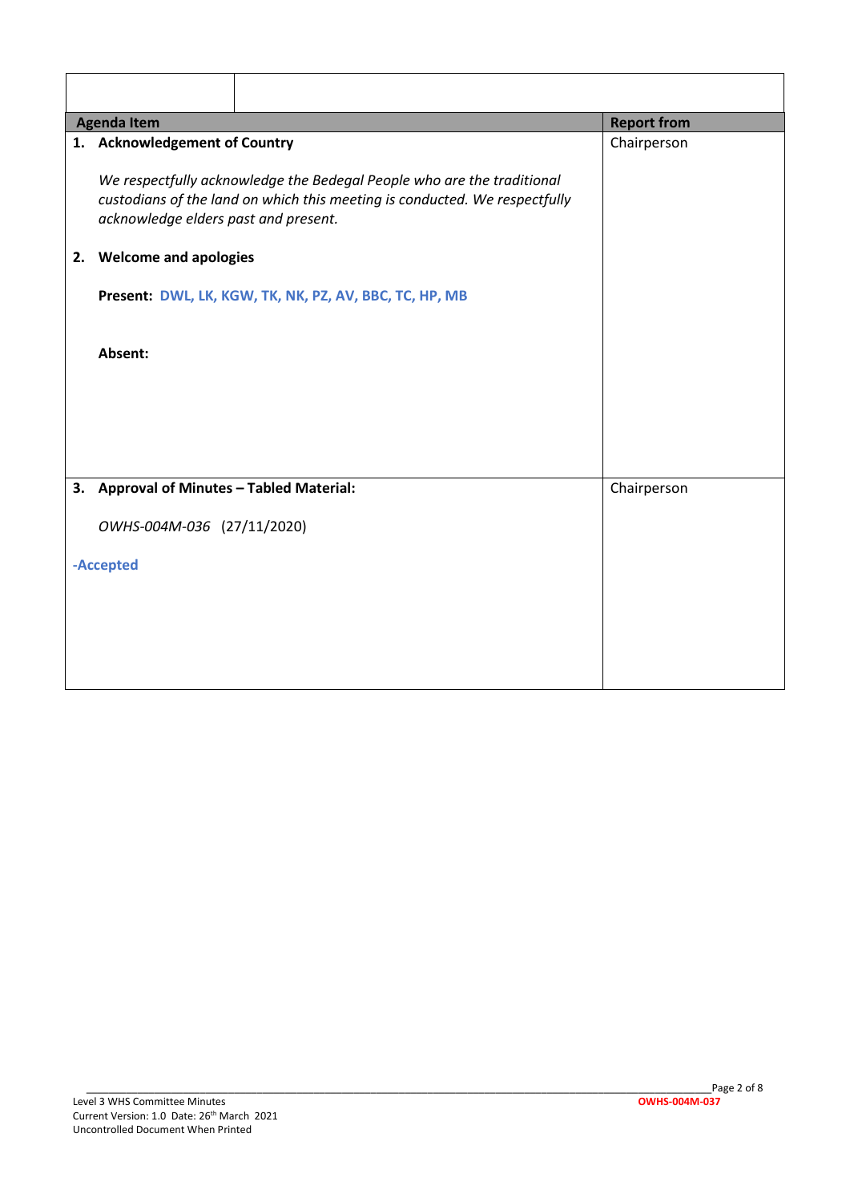| Agenda Item | Report from |
|---|---|
| **1. Acknowledgement of Country**<br><br>*We respectfully acknowledge the Bedegal People who are the traditional custodians of the land on which this meeting is conducted. We respectfully acknowledge elders past and present.*<br><br>**2. Welcome and apologies**<br><br>**Present: DWL, LK, KGW, TK, NK, PZ, AV, BBC, TC, HP, MB**<br><br>**Absent:** | Chairperson |
| **3. Approval of Minutes – Tabled Material:**<br><br>*OWHS-004M-036* (27/11/2020)<br><br>**-Accepted** | Chairperson |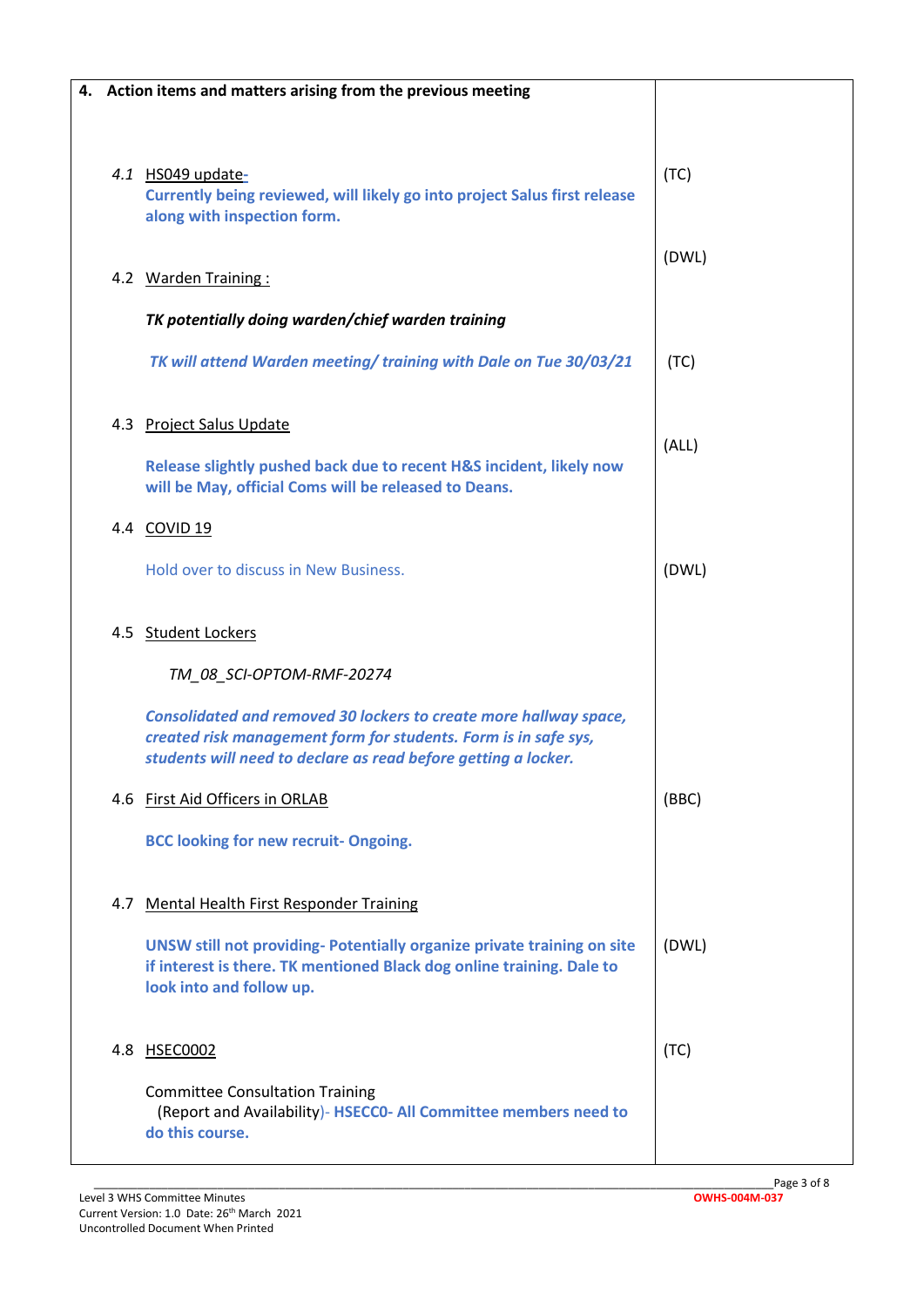| **4. Action items and matters arising from the previous meeting** | |
|---|---|
| *4.1* HS049 update- | (TC) |
| **Currently being reviewed, will likely go into project Salus first release along with inspection form.** | |
| 4.2 Warden Training : | (DWL) |
| ***TK potentially doing warden/chief warden training*** | |
| ***TK will attend Warden meeting/ training with Dale on Tue 30/03/21*** | (TC) |
| 4.3 Project Salus Update | (ALL) |
| **Release slightly pushed back due to recent H&S incident, likely now will be May, official Coms will be released to Deans.** | |
| 4.4 COVID 19 | |
| Hold over to discuss in New Business. | (DWL) |
| 4.5 Student Lockers | |
| *TM_08_SCI-OPTOM-RMF-20274* | |
| ***Consolidated and removed 30 lockers to create more hallway space, created risk management form for students. Form is in safe sys, students will need to declare as read before getting a locker.*** | |
| 4.6 First Aid Officers in ORLAB | (BBC) |
| **BCC looking for new recruit- Ongoing.** | |
| 4.7 Mental Health First Responder Training | |
| **UNSW still not providing- Potentially organize private training on site if interest is there. TK mentioned Black dog online training. Dale to look into and follow up.** | (DWL) |
| 4.8 HSEC0002 | (TC) |
| Committee Consultation Training (Report and Availability)- **HSECC0- All Committee members need to do this course.** | |

Level 3 WHS Committee Minutes
Current Version: 1.0 Date: 26th March 2021
Uncontrolled Document When Printed

**OWHS-004M-037**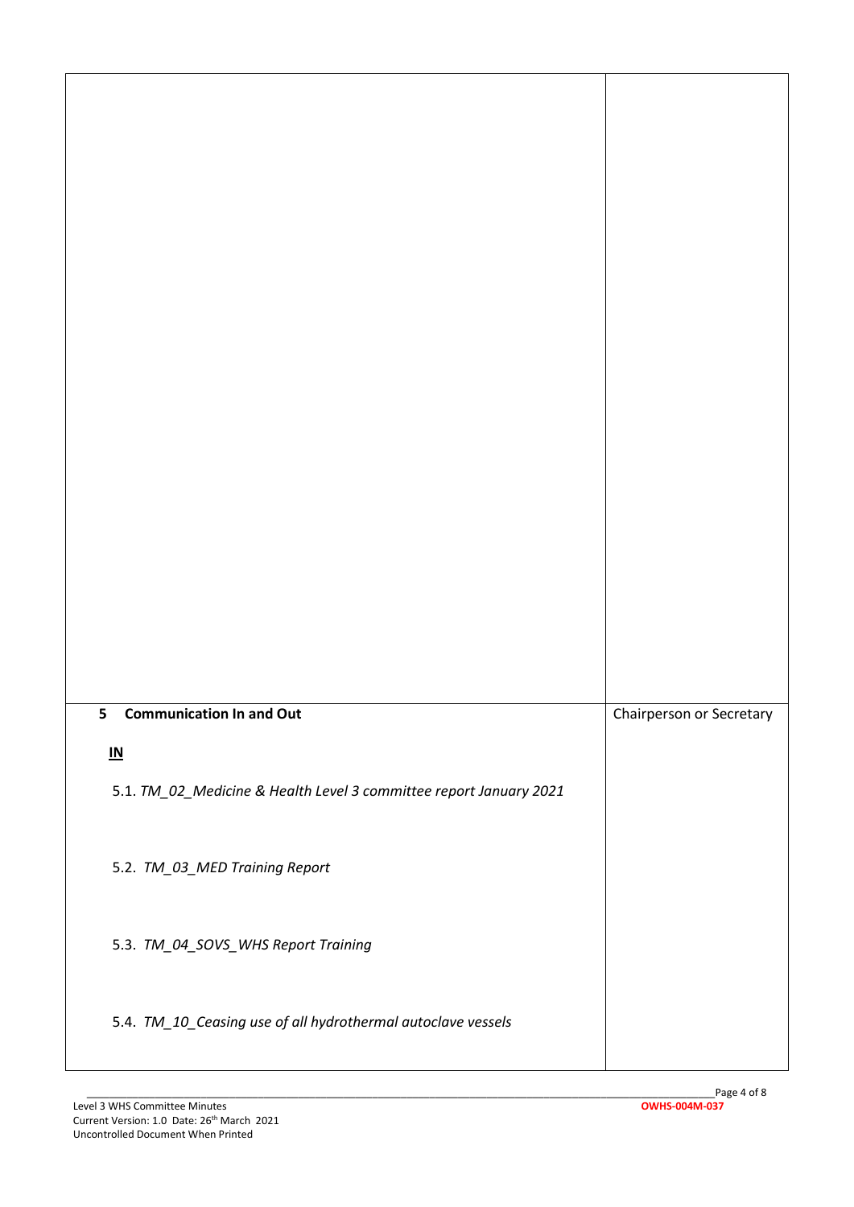| | |
|---|---|
| | |
| **5 Communication In and Out**<br><br>**<u>IN</u>**<br><br>5.1. *TM_02_Medicine & Health Level 3 committee report January 2021*<br><br>5.2. *TM_03_MED Training Report*<br><br>5.3. *TM_04_SOVS_WHS Report Training*<br><br>5.4. *TM_10_Ceasing use of all hydrothermal autoclave vessels* | Chairperson or Secretary |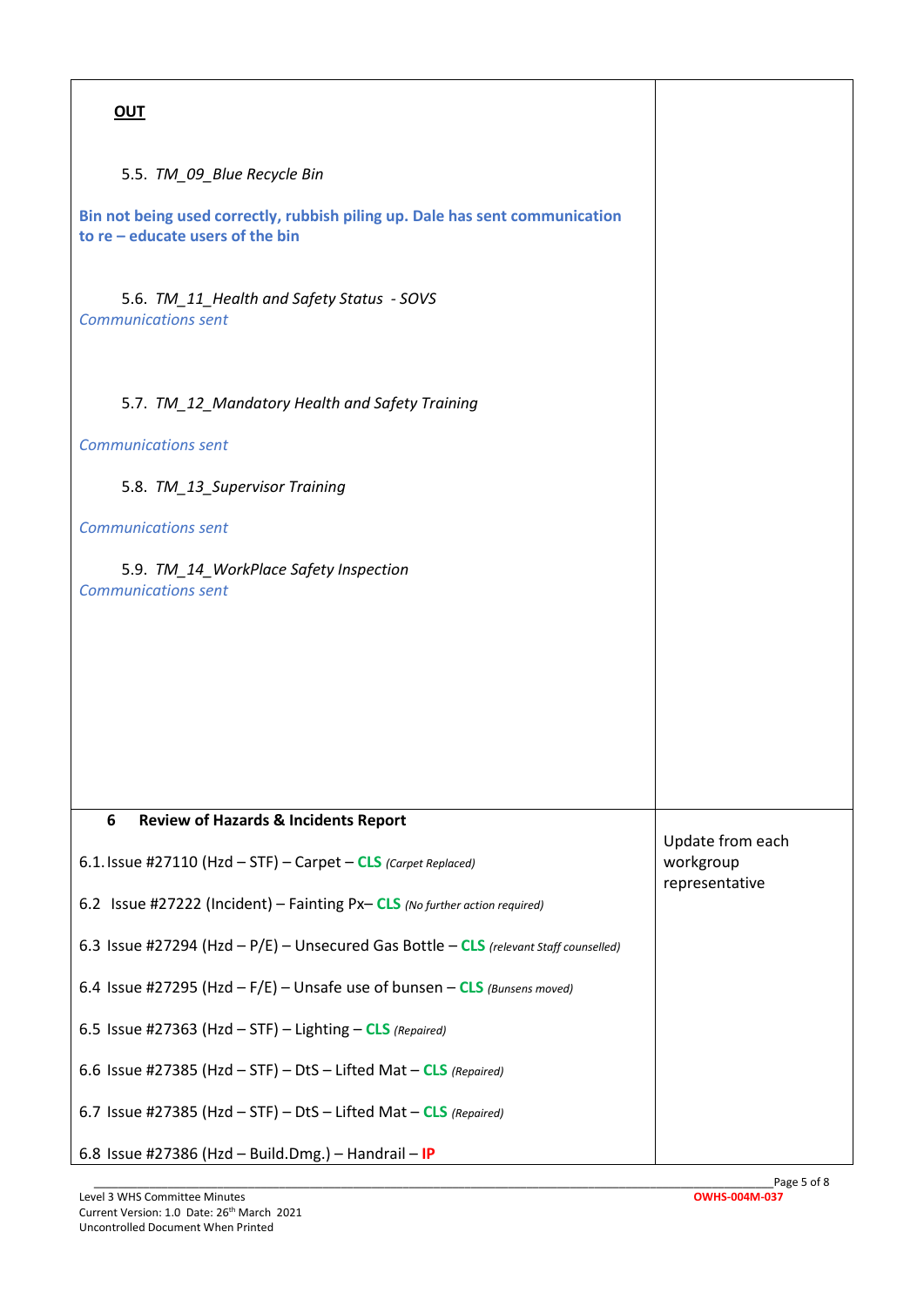| | |
|---|---|
| **OUT**<br><br>5.5. *TM_09_Blue Recycle Bin*<br><br>**Bin not being used correctly, rubbish piling up. Dale has sent communication to re – educate users of the bin**<br><br>5.6. *TM_11_Health and Safety Status - SOVS*<br>*Communications sent*<br><br>5.7. *TM_12_Mandatory Health and Safety Training*<br><br>*Communications sent*<br><br>5.8. *TM_13_Supervisor Training*<br><br>*Communications sent*<br><br>5.9. *TM_14_WorkPlace Safety Inspection*<br>*Communications sent* | |
| **6 Review of Hazards & Incidents Report**<br><br>6.1. Issue #27110 (Hzd – STF) – Carpet – **CLS** *(Carpet Replaced)*<br><br>6.2 Issue #27222 (Incident) – Fainting Px– **CLS** *(No further action required)*<br><br>6.3 Issue #27294 (Hzd – P/E) – Unsecured Gas Bottle – **CLS** *(relevant Staff counselled)*<br><br>6.4 Issue #27295 (Hzd – F/E) – Unsafe use of bunsen – **CLS** *(Bunsens moved)*<br><br>6.5 Issue #27363 (Hzd – STF) – Lighting – **CLS** *(Repaired)*<br><br>6.6 Issue #27385 (Hzd – STF) – DtS – Lifted Mat – **CLS** *(Repaired)*<br><br>6.7 Issue #27385 (Hzd – STF) – DtS – Lifted Mat – **CLS** *(Repaired)*<br><br>6.8 Issue #27386 (Hzd – Build.Dmg.) – Handrail – **IP** | Update from each workgroup representative |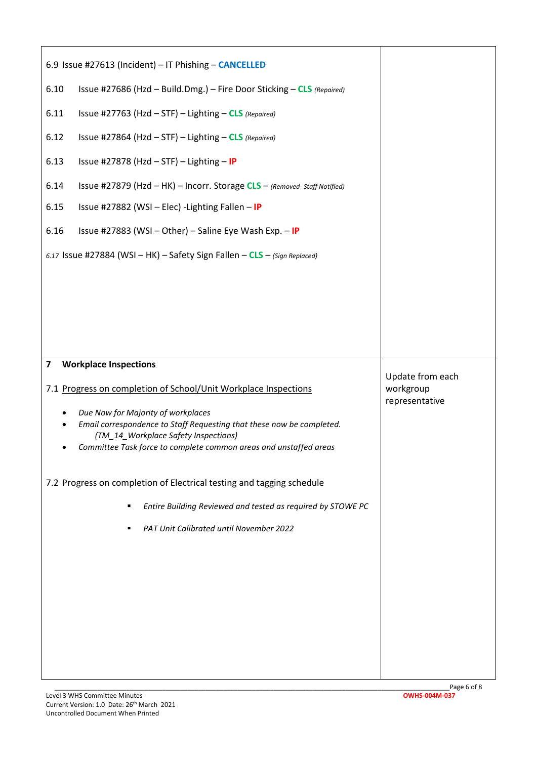| | |
|---|---|
| 6.9 Issue #27613 (Incident) – IT Phishing – **CANCELLED**<br><br>6.10 Issue #27686 (Hzd – Build.Dmg.) – Fire Door Sticking – **CLS** *(Repaired)*<br><br>6.11 Issue #27763 (Hzd – STF) – Lighting – **CLS** *(Repaired)*<br><br>6.12 Issue #27864 (Hzd – STF) – Lighting – **CLS** *(Repaired)*<br><br>6.13 Issue #27878 (Hzd – STF) – Lighting – **IP**<br><br>6.14 Issue #27879 (Hzd – HK) – Incorr. Storage **CLS** – *(Removed- Staff Notified)*<br><br>6.15 Issue #27882 (WSI – Elec) -Lighting Fallen – **IP**<br><br>6.16 Issue #27883 (WSI – Other) – Saline Eye Wash Exp. – **IP**<br><br>*6.17* Issue #27884 (WSI – HK) – Safety Sign Fallen – **CLS** – *(Sign Replaced)* | |
| **7 Workplace Inspections**<br><br>7.1 <u>Progress on completion of School/Unit Workplace Inspections</u><br><br>• *Due Now for Majority of workplaces*<br>• *Email correspondence to Staff Requesting that these now be completed. (TM_14_Workplace Safety Inspections)*<br>• *Committee Task force to complete common areas and unstaffed areas*<br><br>7.2 Progress on completion of Electrical testing and tagging schedule<br><br>▪ *Entire Building Reviewed and tested as required by STOWE PC*<br>▪ *PAT Unit Calibrated until November 2022* | Update from each workgroup representative |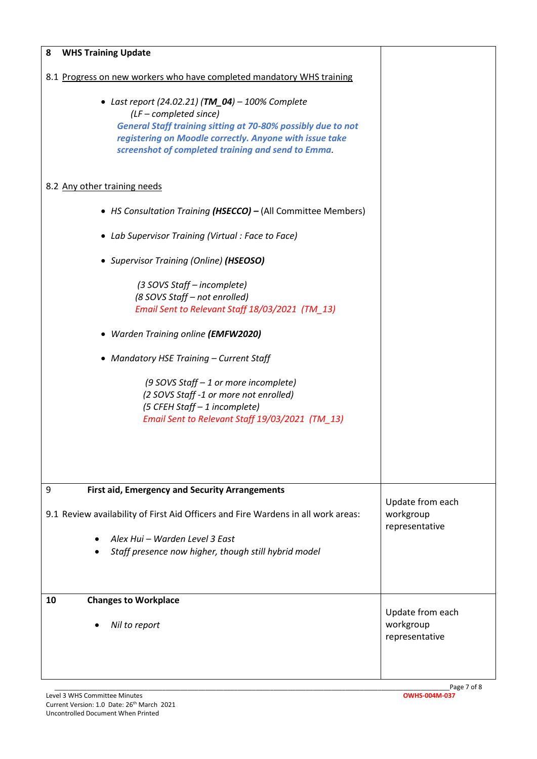| | |
|---|---|
| **8 WHS Training Update**<br><br>8.1 Progress on new workers who have completed mandatory WHS training<br><br>• *Last report (24.02.21) (**TM_04**) – 100% Complete*<br>*(LF – completed since)*<br>***General Staff training sitting at 70-80% possibly due to not registering on Moodle correctly. Anyone with issue take screenshot of completed training and send to Emma.***<br><br>8.2 Any other training needs<br><br>• *HS Consultation Training **(HSECCO) –*** (All Committee Members)<br><br>• *Lab Supervisor Training (Virtual : Face to Face)*<br><br>• *Supervisor Training (Online) **(HSEOSO)***<br><br>*(3 SOVS Staff – incomplete)*<br>*(8 SOVS Staff – not enrolled)*<br>*Email Sent to Relevant Staff 18/03/2021 (TM_13)*<br><br>• *Warden Training online **(EMFW2020)***<br><br>• *Mandatory HSE Training – Current Staff*<br><br>*(9 SOVS Staff – 1 or more incomplete)*<br>*(2 SOVS Staff -1 or more not enrolled)*<br>*(5 CFEH Staff – 1 incomplete)*<br>*Email Sent to Relevant Staff 19/03/2021 (TM_13)* | |
| **9 First aid, Emergency and Security Arrangements**<br><br>9.1 Review availability of First Aid Officers and Fire Wardens in all work areas:<br><br>• *Alex Hui – Warden Level 3 East*<br>• *Staff presence now higher, though still hybrid model* | Update from each workgroup representative |
| **10 Changes to Workplace**<br><br>• *Nil to report* | Update from each workgroup representative |

Level 3 WHS Committee Minutes
Current Version: 1.0 Date: 26th March 2021
Uncontrolled Document When Printed

**OWHS-004M-037**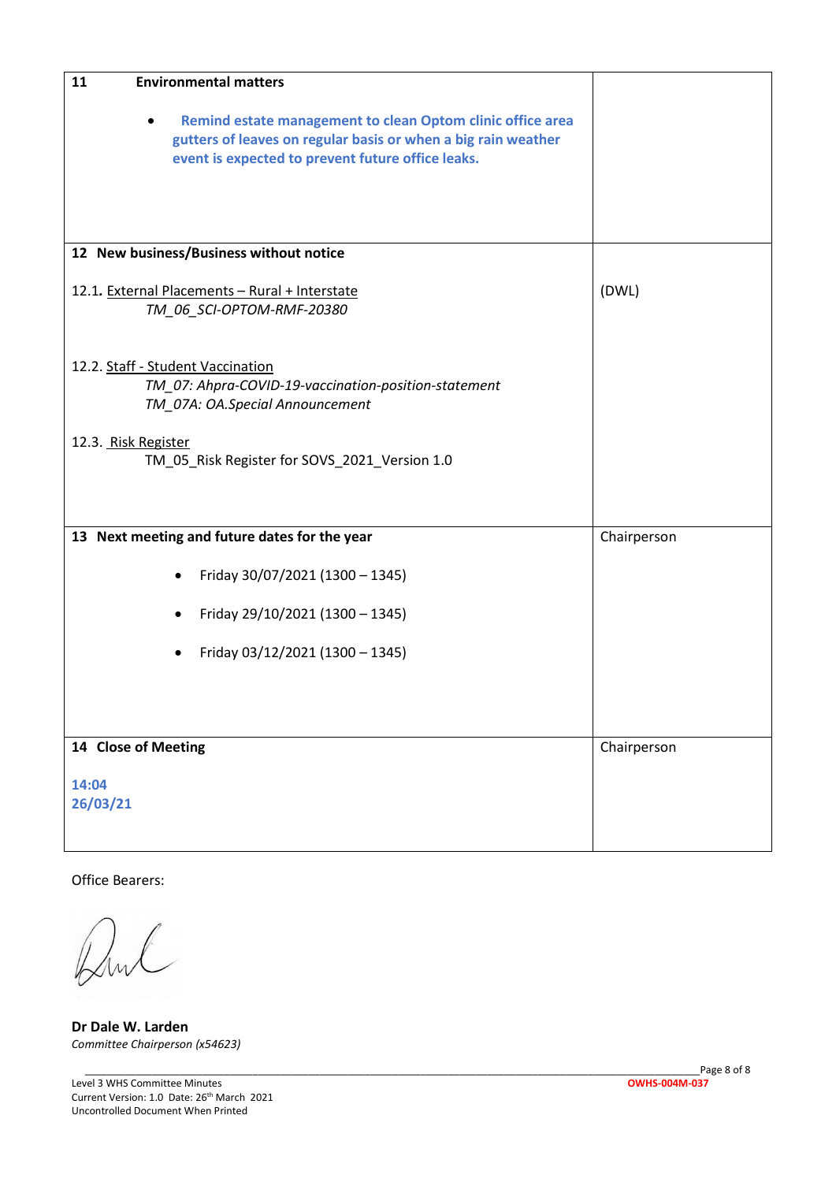| | |
|---|---|
| **11 Environmental matters**<br><br>• **Remind estate management to clean Optom clinic office area gutters of leaves on regular basis or when a big rain weather event is expected to prevent future office leaks.** | |
| **12 New business/Business without notice**<br><br>12.1. External Placements – Rural + Interstate<br>*TM_06_SCI-OPTOM-RMF-20380*<br><br>12.2. Staff - Student Vaccination<br>*TM_07: Ahpra-COVID-19-vaccination-position-statement*<br>*TM_07A: OA.Special Announcement*<br><br>12.3. Risk Register<br>TM_05_Risk Register for SOVS_2021_Version 1.0 | (DWL) |
| **13 Next meeting and future dates for the year**<br><br>• Friday 30/07/2021 (1300 – 1345)<br>• Friday 29/10/2021 (1300 – 1345)<br>• Friday 03/12/2021 (1300 – 1345) | Chairperson |
| **14 Close of Meeting**<br><br>**14:04**<br>**26/03/21** | Chairperson |

Office Bearers:

**Dr Dale W. Larden**
*Committee Chairperson (x54623)*

Level 3 WHS Committee Minutes
Current Version: 1.0 Date: 26th March 2021
Uncontrolled Document When Printed

**OWHS-004M-037**